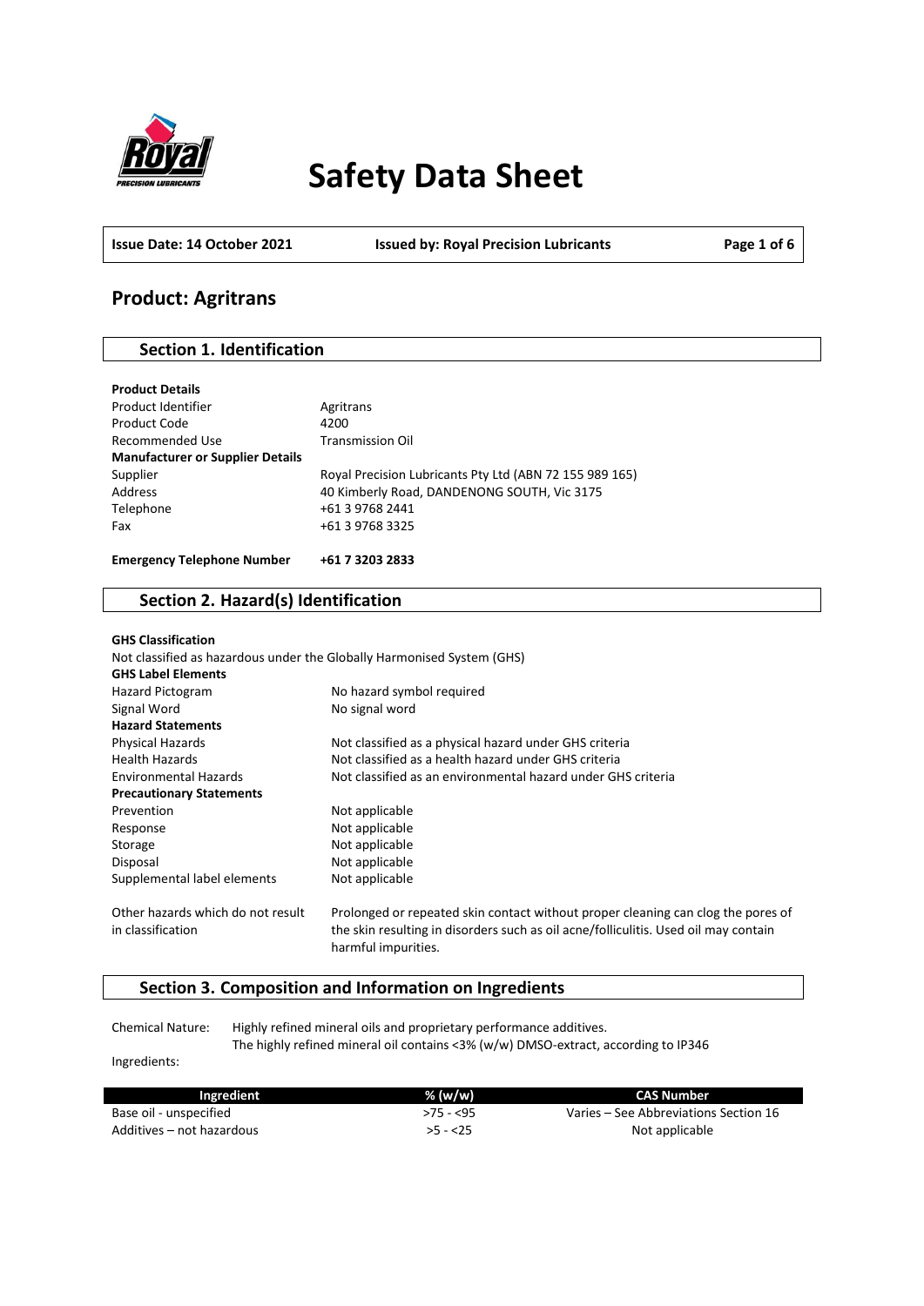# Safety Data Sheet

**Issue Date: 14 October 2021** **Issued by: Royal Precision Lubricants**

## Product: Agritrans

### Section 1. Identification

**Product Details**

| | |
|---|---|
| Product Identifier | Agritrans |
| Product Code | 4200 |
| Recommended Use | Transmission Oil |
| **Manufacturer or Supplier Details** | |
| Supplier | Royal Precision Lubricants Pty Ltd (ABN 72 155 989 165) |
| Address | 40 Kimberly Road, DANDENONG SOUTH, Vic 3175 |
| Telephone | +61 3 9768 2441 |
| Fax | +61 3 9768 3325 |

**Emergency Telephone Number** **+61 7 3203 2833**

### Section 2. Hazard(s) Identification

**GHS Classification**

Not classified as hazardous under the Globally Harmonised System (GHS)

**GHS Label Elements**

| | |
|---|---|
| Hazard Pictogram | No hazard symbol required |
| Signal Word | No signal word |
| **Hazard Statements** | |
| Physical Hazards | Not classified as a physical hazard under GHS criteria |
| Health Hazards | Not classified as a health hazard under GHS criteria |
| Environmental Hazards | Not classified as an environmental hazard under GHS criteria |
| **Precautionary Statements** | |
| Prevention | Not applicable |
| Response | Not applicable |
| Storage | Not applicable |
| Disposal | Not applicable |
| Supplemental label elements | Not applicable |
| Other hazards which do not result in classification | Prolonged or repeated skin contact without proper cleaning can clog the pores of the skin resulting in disorders such as oil acne/folliculitis. Used oil may contain harmful impurities. |

### Section 3. Composition and Information on Ingredients

Chemical Nature: Highly refined mineral oils and proprietary performance additives.
The highly refined mineral oil contains <3% (w/w) DMSO-extract, according to IP346

Ingredients:

| Ingredient | % (w/w) | CAS Number |
|---|---|---|
| Base oil - unspecified | >75 - <95 | Varies – See Abbreviations Section 16 |
| Additives – not hazardous | >5 - <25 | Not applicable |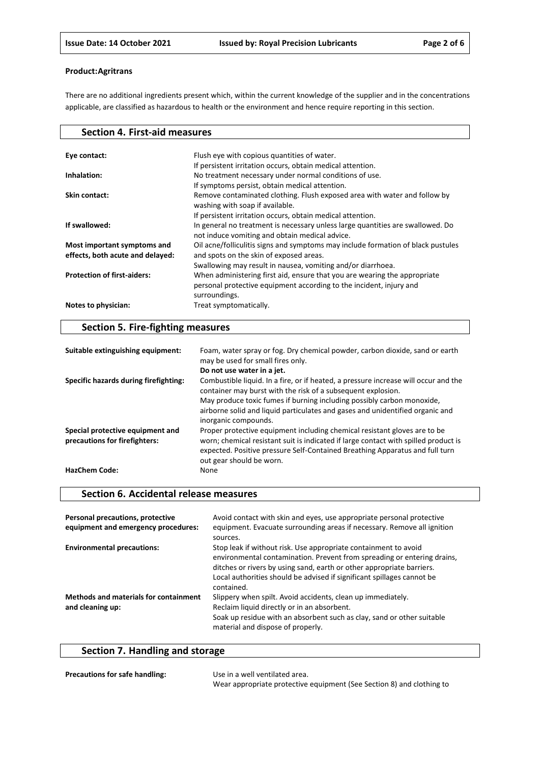**Product:Agritrans**

There are no additional ingredients present which, within the current knowledge of the supplier and in the concentrations applicable, are classified as hazardous to health or the environment and hence require reporting in this section.

## Section 4. First-aid measures

| | |
|---|---|
| **Eye contact:** | Flush eye with copious quantities of water.<br>If persistent irritation occurs, obtain medical attention. |
| **Inhalation:** | No treatment necessary under normal conditions of use.<br>If symptoms persist, obtain medical attention. |
| **Skin contact:** | Remove contaminated clothing. Flush exposed area with water and follow by washing with soap if available.<br>If persistent irritation occurs, obtain medical attention. |
| **If swallowed:** | In general no treatment is necessary unless large quantities are swallowed. Do not induce vomiting and obtain medical advice. |
| **Most important symptoms and effects, both acute and delayed:** | Oil acne/folliculitis signs and symptoms may include formation of black pustules and spots on the skin of exposed areas.<br>Swallowing may result in nausea, vomiting and/or diarrhoea. |
| **Protection of first-aiders:** | When administering first aid, ensure that you are wearing the appropriate personal protective equipment according to the incident, injury and surroundings. |
| **Notes to physician:** | Treat symptomatically. |

## Section 5. Fire-fighting measures

| | |
|---|---|
| **Suitable extinguishing equipment:** | Foam, water spray or fog. Dry chemical powder, carbon dioxide, sand or earth may be used for small fires only.<br>**Do not use water in a jet.** |
| **Specific hazards during firefighting:** | Combustible liquid. In a fire, or if heated, a pressure increase will occur and the container may burst with the risk of a subsequent explosion.<br>May produce toxic fumes if burning including possibly carbon monoxide, airborne solid and liquid particulates and gases and unidentified organic and inorganic compounds. |
| **Special protective equipment and precautions for firefighters:** | Proper protective equipment including chemical resistant gloves are to be worn; chemical resistant suit is indicated if large contact with spilled product is expected. Positive pressure Self-Contained Breathing Apparatus and full turn out gear should be worn. |
| **HazChem Code:** | None |

## Section 6. Accidental release measures

| | |
|---|---|
| **Personal precautions, protective equipment and emergency procedures:** | Avoid contact with skin and eyes, use appropriate personal protective equipment. Evacuate surrounding areas if necessary. Remove all ignition sources. |
| **Environmental precautions:** | Stop leak if without risk. Use appropriate containment to avoid environmental contamination. Prevent from spreading or entering drains, ditches or rivers by using sand, earth or other appropriate barriers.<br>Local authorities should be advised if significant spillages cannot be contained. |
| **Methods and materials for containment and cleaning up:** | Slippery when spilt. Avoid accidents, clean up immediately.<br>Reclaim liquid directly or in an absorbent.<br>Soak up residue with an absorbent such as clay, sand or other suitable material and dispose of properly. |

## Section 7. Handling and storage

| | |
|---|---|
| **Precautions for safe handling:** | Use in a well ventilated area.<br>Wear appropriate protective equipment (See Section 8) and clothing to |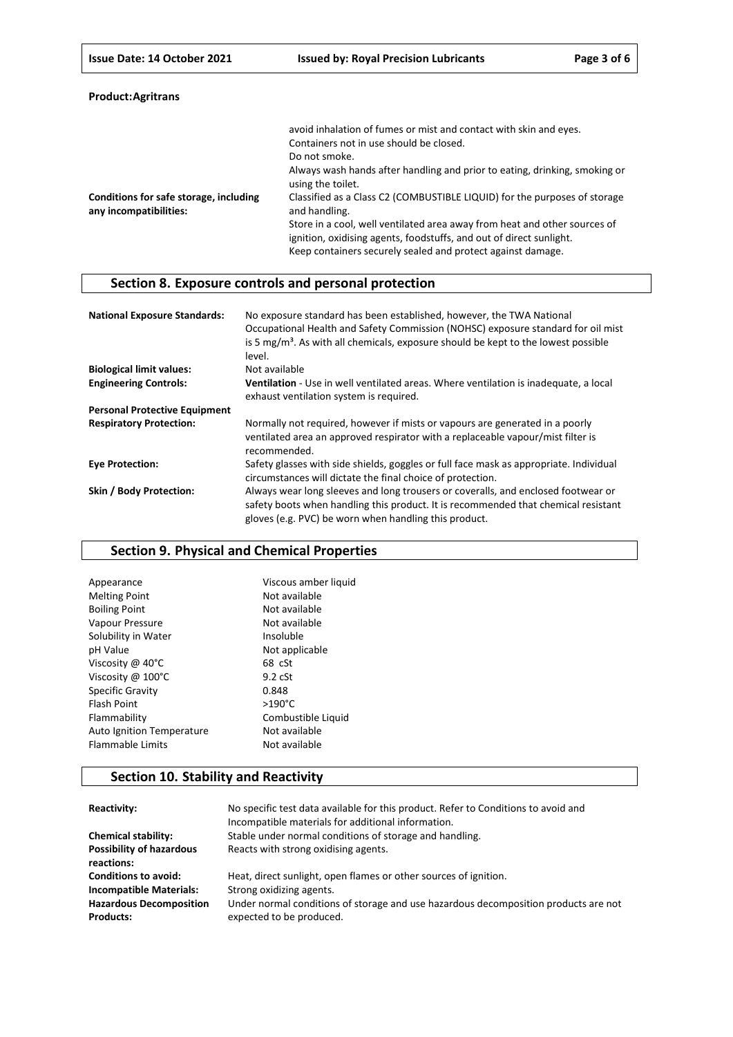**Product:Agritrans**

| | |
|---|---|
| | avoid inhalation of fumes or mist and contact with skin and eyes.<br>Containers not in use should be closed.<br>Do not smoke.<br>Always wash hands after handling and prior to eating, drinking, smoking or using the toilet. |
| **Conditions for safe storage, including any incompatibilities:** | Classified as a Class C2 (COMBUSTIBLE LIQUID) for the purposes of storage and handling.<br>Store in a cool, well ventilated area away from heat and other sources of ignition, oxidising agents, foodstuffs, and out of direct sunlight.<br>Keep containers securely sealed and protect against damage. |

## Section 8. Exposure controls and personal protection

| | |
|---|---|
| **National Exposure Standards:** | No exposure standard has been established, however, the TWA National Occupational Health and Safety Commission (NOHSC) exposure standard for oil mist is 5 mg/m³. As with all chemicals, exposure should be kept to the lowest possible level. |
| **Biological limit values:** | Not available |
| **Engineering Controls:** | **Ventilation** - Use in well ventilated areas. Where ventilation is inadequate, a local exhaust ventilation system is required. |
| **Personal Protective Equipment** | |
| **Respiratory Protection:** | Normally not required, however if mists or vapours are generated in a poorly ventilated area an approved respirator with a replaceable vapour/mist filter is recommended. |
| **Eye Protection:** | Safety glasses with side shields, goggles or full face mask as appropriate. Individual circumstances will dictate the final choice of protection. |
| **Skin / Body Protection:** | Always wear long sleeves and long trousers or coveralls, and enclosed footwear or safety boots when handling this product. It is recommended that chemical resistant gloves (e.g. PVC) be worn when handling this product. |

## Section 9. Physical and Chemical Properties

| | |
|---|---|
| Appearance | Viscous amber liquid |
| Melting Point | Not available |
| Boiling Point | Not available |
| Vapour Pressure | Not available |
| Solubility in Water | Insoluble |
| pH Value | Not applicable |
| Viscosity @ 40°C | 68 cSt |
| Viscosity @ 100°C | 9.2 cSt |
| Specific Gravity | 0.848 |
| Flash Point | >190°C |
| Flammability | Combustible Liquid |
| Auto Ignition Temperature | Not available |
| Flammable Limits | Not available |

## Section 10. Stability and Reactivity

| | |
|---|---|
| **Reactivity:** | No specific test data available for this product. Refer to Conditions to avoid and Incompatible materials for additional information. |
| **Chemical stability:** | Stable under normal conditions of storage and handling. |
| **Possibility of hazardous reactions:** | Reacts with strong oxidising agents. |
| **Conditions to avoid:** | Heat, direct sunlight, open flames or other sources of ignition. |
| **Incompatible Materials:** | Strong oxidizing agents. |
| **Hazardous Decomposition Products:** | Under normal conditions of storage and use hazardous decomposition products are not expected to be produced. |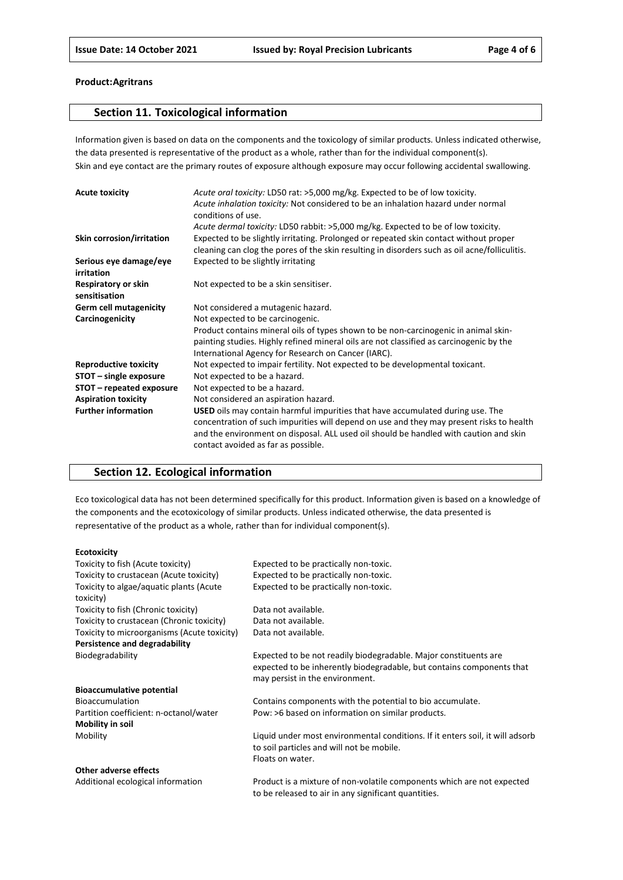**Product:Agritrans**

## Section 11. Toxicological information

Information given is based on data on the components and the toxicology of similar products. Unless indicated otherwise, the data presented is representative of the product as a whole, rather than for the individual component(s).
Skin and eye contact are the primary routes of exposure although exposure may occur following accidental swallowing.

| | |
|---|---|
| **Acute toxicity** | *Acute oral toxicity:* LD50 rat: >5,000 mg/kg. Expected to be of low toxicity. *Acute inhalation toxicity:* Not considered to be an inhalation hazard under normal conditions of use. *Acute dermal toxicity:* LD50 rabbit: >5,000 mg/kg. Expected to be of low toxicity. |
| **Skin corrosion/irritation** | Expected to be slightly irritating. Prolonged or repeated skin contact without proper cleaning can clog the pores of the skin resulting in disorders such as oil acne/folliculitis. |
| **Serious eye damage/eye irritation** | Expected to be slightly irritating |
| **Respiratory or skin sensitisation** | Not expected to be a skin sensitiser. |
| **Germ cell mutagenicity** | Not considered a mutagenic hazard. |
| **Carcinogenicity** | Not expected to be carcinogenic. Product contains mineral oils of types shown to be non-carcinogenic in animal skin-painting studies. Highly refined mineral oils are not classified as carcinogenic by the International Agency for Research on Cancer (IARC). |
| **Reproductive toxicity** | Not expected to impair fertility. Not expected to be developmental toxicant. |
| **STOT – single exposure** | Not expected to be a hazard. |
| **STOT – repeated exposure** | Not expected to be a hazard. |
| **Aspiration toxicity** | Not considered an aspiration hazard. |
| **Further information** | **USED** oils may contain harmful impurities that have accumulated during use. The concentration of such impurities will depend on use and they may present risks to health and the environment on disposal. ALL used oil should be handled with caution and skin contact avoided as far as possible. |

## Section 12. Ecological information

Eco toxicological data has not been determined specifically for this product. Information given is based on a knowledge of the components and the ecotoxicology of similar products. Unless indicated otherwise, the data presented is representative of the product as a whole, rather than for individual component(s).

| | |
|---|---|
| **Ecotoxicity** | |
| Toxicity to fish (Acute toxicity) | Expected to be practically non-toxic. |
| Toxicity to crustacean (Acute toxicity) | Expected to be practically non-toxic. |
| Toxicity to algae/aquatic plants (Acute toxicity) | Expected to be practically non-toxic. |
| Toxicity to fish (Chronic toxicity) | Data not available. |
| Toxicity to crustacean (Chronic toxicity) | Data not available. |
| Toxicity to microorganisms (Acute toxicity) | Data not available. |
| **Persistence and degradability** | |
| Biodegradability | Expected to be not readily biodegradable. Major constituents are expected to be inherently biodegradable, but contains components that may persist in the environment. |
| **Bioaccumulative potential** | |
| Bioaccumulation | Contains components with the potential to bio accumulate. |
| Partition coefficient: n-octanol/water | Pow: >6 based on information on similar products. |
| **Mobility in soil** | |
| Mobility | Liquid under most environmental conditions. If it enters soil, it will adsorb to soil particles and will not be mobile. Floats on water. |
| **Other adverse effects** | |
| Additional ecological information | Product is a mixture of non-volatile components which are not expected to be released to air in any significant quantities. |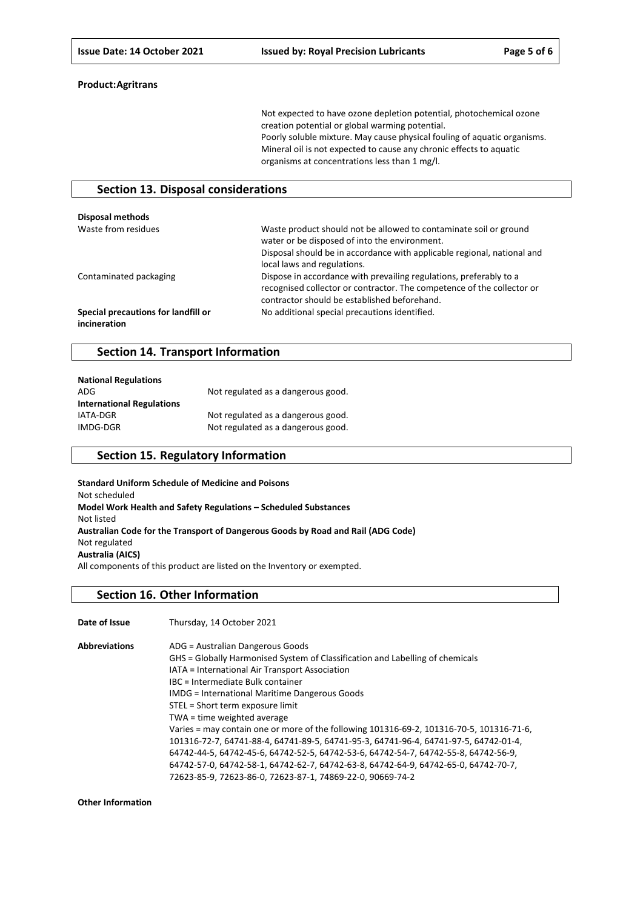**Product:Agritrans**

Not expected to have ozone depletion potential, photochemical ozone creation potential or global warming potential.
Poorly soluble mixture. May cause physical fouling of aquatic organisms.
Mineral oil is not expected to cause any chronic effects to aquatic organisms at concentrations less than 1 mg/l.

## Section 13. Disposal considerations

**Disposal methods**

| | |
|---|---|
| Waste from residues | Waste product should not be allowed to contaminate soil or ground water or be disposed of into the environment.<br>Disposal should be in accordance with applicable regional, national and local laws and regulations. |
| Contaminated packaging | Dispose in accordance with prevailing regulations, preferably to a recognised collector or contractor. The competence of the collector or contractor should be established beforehand. |
| **Special precautions for landfill or incineration** | No additional special precautions identified. |

## Section 14. Transport Information

**National Regulations**

| | |
|---|---|
| ADG | Not regulated as a dangerous good. |

**International Regulations**

| | |
|---|---|
| IATA-DGR | Not regulated as a dangerous good. |
| IMDG-DGR | Not regulated as a dangerous good. |

## Section 15. Regulatory Information

**Standard Uniform Schedule of Medicine and Poisons**
Not scheduled
**Model Work Health and Safety Regulations – Scheduled Substances**
Not listed
**Australian Code for the Transport of Dangerous Goods by Road and Rail (ADG Code)**
Not regulated
**Australia (AICS)**
All components of this product are listed on the Inventory or exempted.

## Section 16. Other Information

**Date of Issue** Thursday, 14 October 2021

**Abbreviations**
ADG = Australian Dangerous Goods
GHS = Globally Harmonised System of Classification and Labelling of chemicals
IATA = International Air Transport Association
IBC = Intermediate Bulk container
IMDG = International Maritime Dangerous Goods
STEL = Short term exposure limit
TWA = time weighted average
Varies = may contain one or more of the following 101316-69-2, 101316-70-5, 101316-71-6, 101316-72-7, 64741-88-4, 64741-89-5, 64741-95-3, 64741-96-4, 64741-97-5, 64742-01-4, 64742-44-5, 64742-45-6, 64742-52-5, 64742-53-6, 64742-54-7, 64742-55-8, 64742-56-9, 64742-57-0, 64742-58-1, 64742-62-7, 64742-63-8, 64742-64-9, 64742-65-0, 64742-70-7, 72623-85-9, 72623-86-0, 72623-87-1, 74869-22-0, 90669-74-2

**Other Information**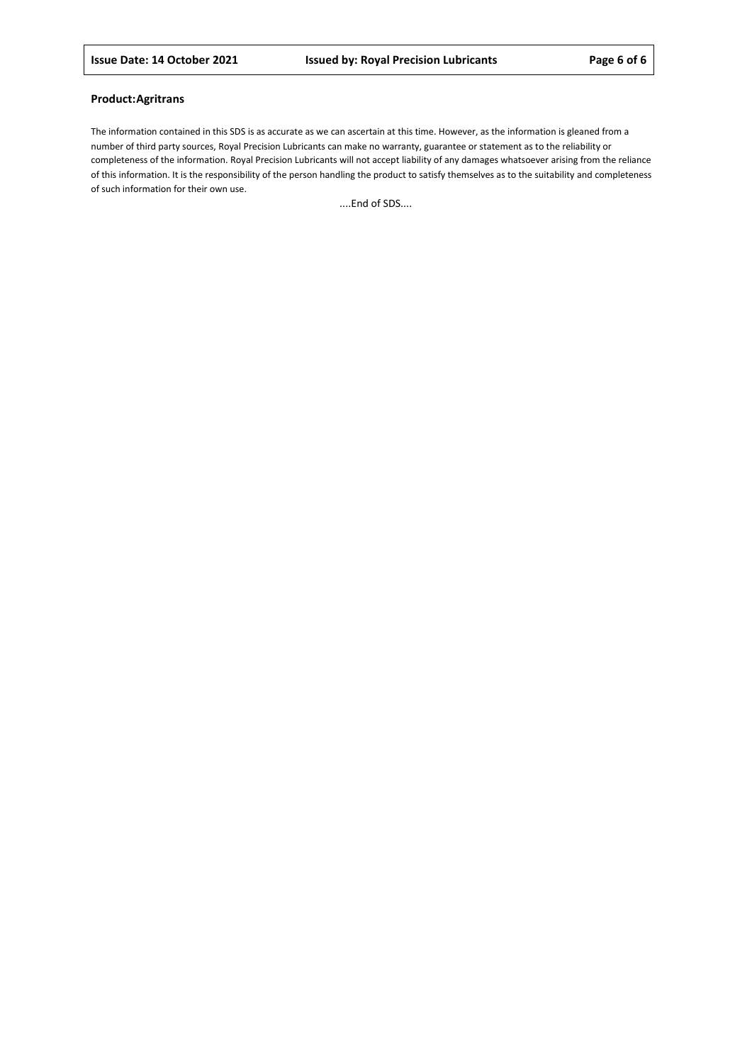**Product:Agritrans**

The information contained in this SDS is as accurate as we can ascertain at this time. However, as the information is gleaned from a number of third party sources, Royal Precision Lubricants can make no warranty, guarantee or statement as to the reliability or completeness of the information. Royal Precision Lubricants will not accept liability of any damages whatsoever arising from the reliance of this information. It is the responsibility of the person handling the product to satisfy themselves as to the suitability and completeness of such information for their own use.

....End of SDS....